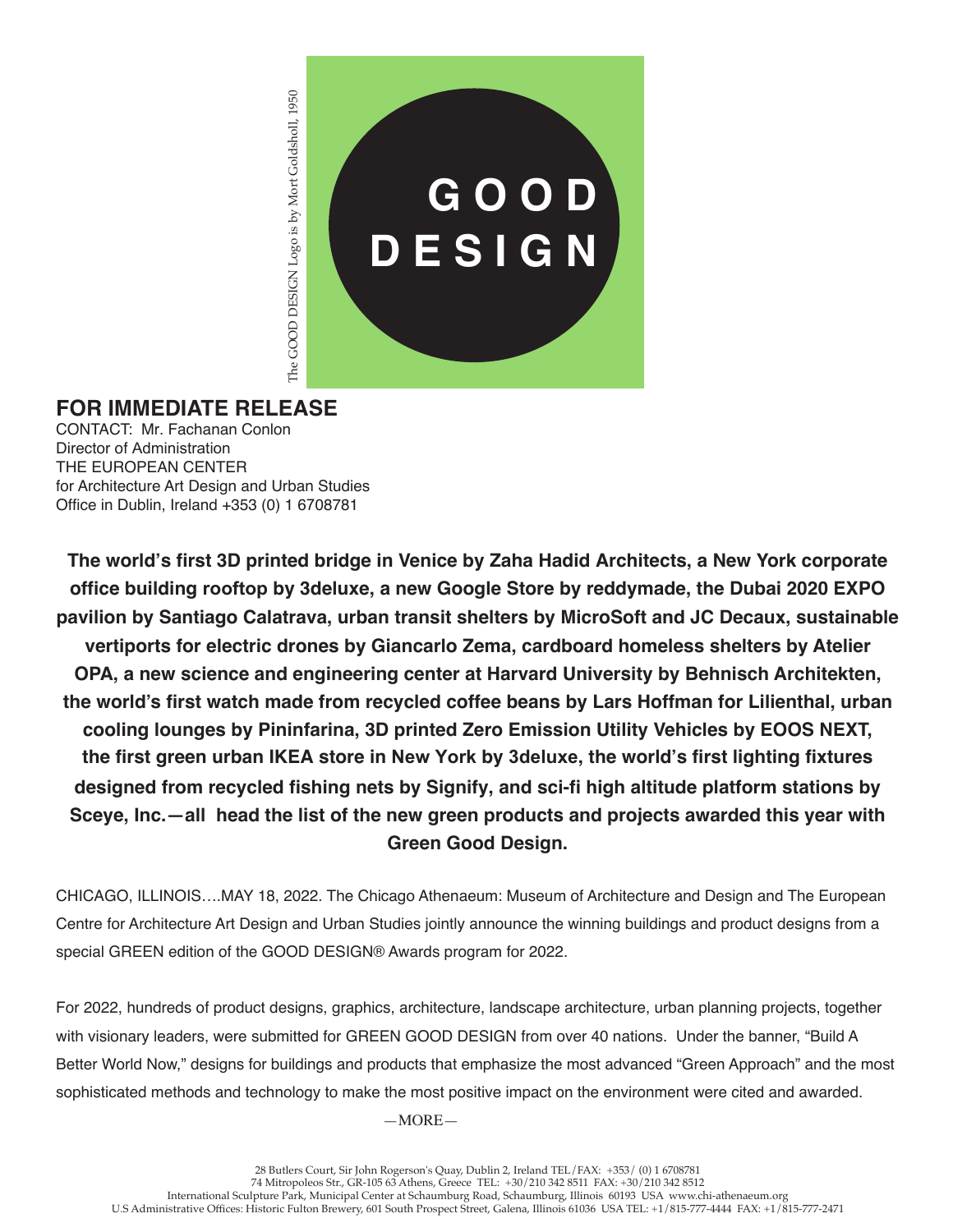GOOD DESIGN

The GOOD DESIGN Logo is by Mort Goldsholl, 1950

**FOR IMMEDIATE RELEASE**

CONTACT: Mr. Fachanan Conlon
Director of Administration
THE EUROPEAN CENTER
for Architecture Art Design and Urban Studies
Office in Dublin, Ireland +353 (0) 1 6708781

**The world's first 3D printed bridge in Venice by Zaha Hadid Architects, a New York corporate office building rooftop by 3deluxe, a new Google Store by reddymade, the Dubai 2020 EXPO pavilion by Santiago Calatrava, urban transit shelters by MicroSoft and JC Decaux, sustainable vertiports for electric drones by Giancarlo Zema, cardboard homeless shelters by Atelier OPA, a new science and engineering center at Harvard University by Behnisch Architekten, the world's first watch made from recycled coffee beans by Lars Hoffman for Lilienthal, urban cooling lounges by Pininfarina, 3D printed Zero Emission Utility Vehicles by EOOS NEXT, the first green urban IKEA store in New York by 3deluxe, the world's first lighting fixtures designed from recycled fishing nets by Signify, and sci-fi high altitude platform stations by Sceye, Inc.—all head the list of the new green products and projects awarded this year with Green Good Design.**

CHICAGO, ILLINOIS….MAY 18, 2022. The Chicago Athenaeum: Museum of Architecture and Design and The European Centre for Architecture Art Design and Urban Studies jointly announce the winning buildings and product designs from a special GREEN edition of the GOOD DESIGN® Awards program for 2022.

For 2022, hundreds of product designs, graphics, architecture, landscape architecture, urban planning projects, together with visionary leaders, were submitted for GREEN GOOD DESIGN from over 40 nations. Under the banner, "Build A Better World Now," designs for buildings and products that emphasize the most advanced "Green Approach" and the most sophisticated methods and technology to make the most positive impact on the environment were cited and awarded.

—MORE—

28 Butlers Court, Sir John Rogerson's Quay, Dublin 2, Ireland TEL/FAX: +353/ (0) 1 6708781
74 Mitropoleos Str., GR-105 63 Athens, Greece TEL: +30/210 342 8511 FAX: +30/210 342 8512
International Sculpture Park, Municipal Center at Schaumburg Road, Schaumburg, Illinois 60193 USA www.chi-athenaeum.org
U.S Administrative Offices: Historic Fulton Brewery, 601 South Prospect Street, Galena, Illinois 61036 USA TEL: +1/815-777-4444 FAX: +1/815-777-2471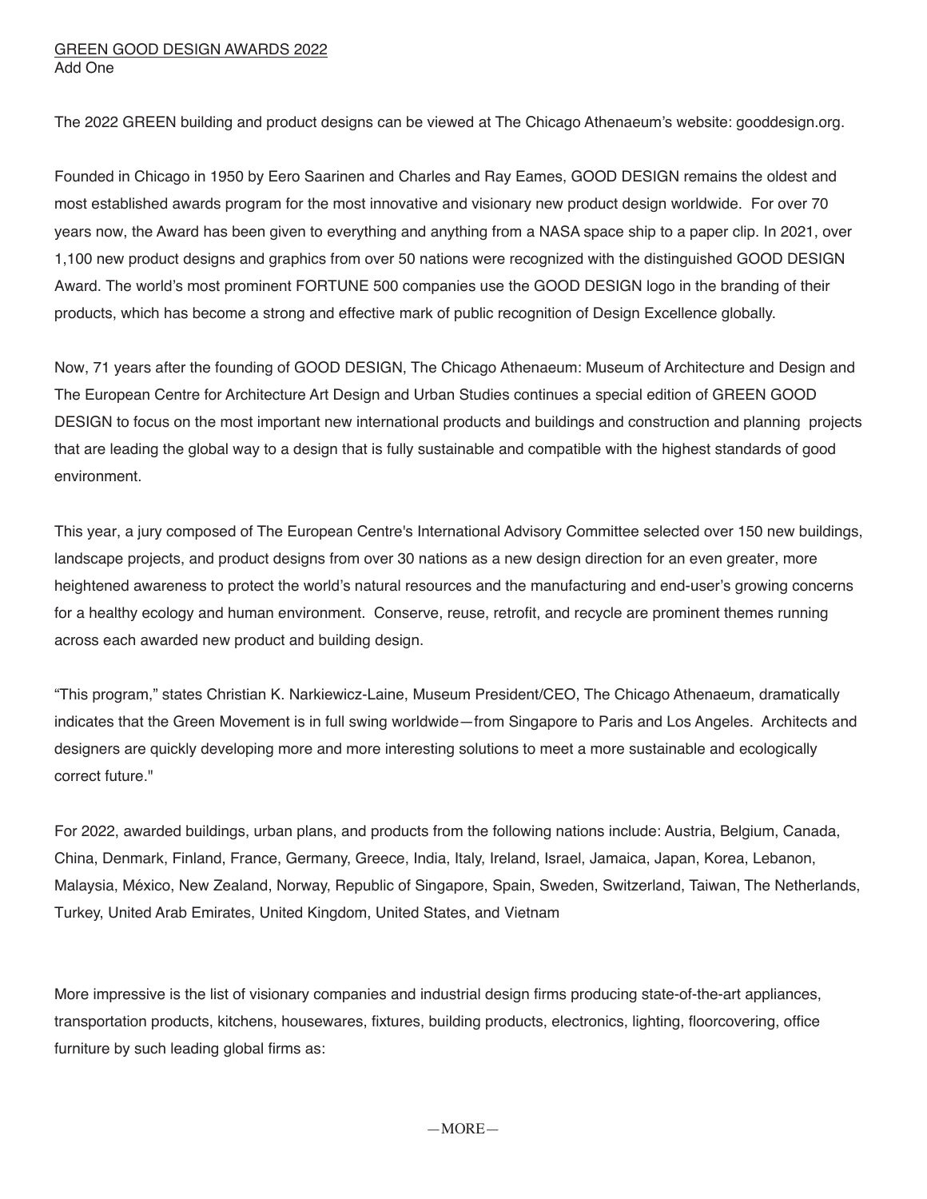GREEN GOOD DESIGN AWARDS 2022
Add One

The 2022 GREEN building and product designs can be viewed at The Chicago Athenaeum's website: gooddesign.org.

Founded in Chicago in 1950 by Eero Saarinen and Charles and Ray Eames, GOOD DESIGN remains the oldest and most established awards program for the most innovative and visionary new product design worldwide. For over 70 years now, the Award has been given to everything and anything from a NASA space ship to a paper clip. In 2021, over 1,100 new product designs and graphics from over 50 nations were recognized with the distinguished GOOD DESIGN Award. The world's most prominent FORTUNE 500 companies use the GOOD DESIGN logo in the branding of their products, which has become a strong and effective mark of public recognition of Design Excellence globally.

Now, 71 years after the founding of GOOD DESIGN, The Chicago Athenaeum: Museum of Architecture and Design and The European Centre for Architecture Art Design and Urban Studies continues a special edition of GREEN GOOD DESIGN to focus on the most important new international products and buildings and construction and planning projects that are leading the global way to a design that is fully sustainable and compatible with the highest standards of good environment.

This year, a jury composed of The European Centre's International Advisory Committee selected over 150 new buildings, landscape projects, and product designs from over 30 nations as a new design direction for an even greater, more heightened awareness to protect the world's natural resources and the manufacturing and end-user's growing concerns for a healthy ecology and human environment. Conserve, reuse, retrofit, and recycle are prominent themes running across each awarded new product and building design.

"This program," states Christian K. Narkiewicz-Laine, Museum President/CEO, The Chicago Athenaeum, dramatically indicates that the Green Movement is in full swing worldwide—from Singapore to Paris and Los Angeles. Architects and designers are quickly developing more and more interesting solutions to meet a more sustainable and ecologically correct future."

For 2022, awarded buildings, urban plans, and products from the following nations include: Austria, Belgium, Canada, China, Denmark, Finland, France, Germany, Greece, India, Italy, Ireland, Israel, Jamaica, Japan, Korea, Lebanon, Malaysia, México, New Zealand, Norway, Republic of Singapore, Spain, Sweden, Switzerland, Taiwan, The Netherlands, Turkey, United Arab Emirates, United Kingdom, United States, and Vietnam

More impressive is the list of visionary companies and industrial design firms producing state-of-the-art appliances, transportation products, kitchens, housewares, fixtures, building products, electronics, lighting, floorcovering, office furniture by such leading global firms as:

—MORE—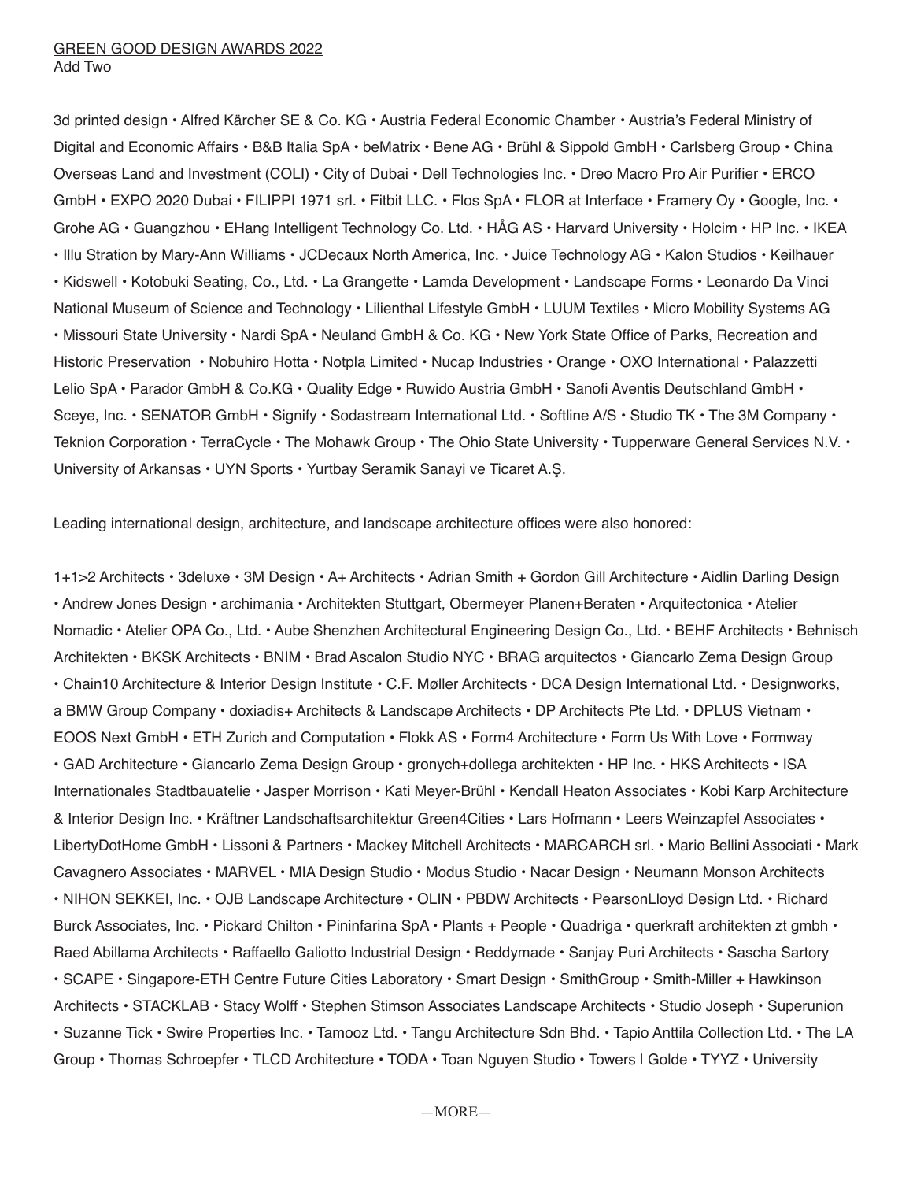GREEN GOOD DESIGN AWARDS 2022
Add Two

3d printed design • Alfred Kärcher SE & Co. KG • Austria Federal Economic Chamber • Austria's Federal Ministry of Digital and Economic Affairs • B&B Italia SpA • beMatrix • Bene AG • Brühl & Sippold GmbH • Carlsberg Group • China Overseas Land and Investment (COLI) • City of Dubai • Dell Technologies Inc. • Dreo Macro Pro Air Purifier • ERCO GmbH • EXPO 2020 Dubai • FILIPPI 1971 srl. • Fitbit LLC. • Flos SpA • FLOR at Interface • Framery Oy • Google, Inc. • Grohe AG • Guangzhou • EHang Intelligent Technology Co. Ltd. • HÅG AS • Harvard University • Holcim • HP Inc. • IKEA • Illu Stration by Mary-Ann Williams • JCDecaux North America, Inc. • Juice Technology AG • Kalon Studios • Keilhauer • Kidswell • Kotobuki Seating, Co., Ltd. • La Grangette • Lamda Development • Landscape Forms • Leonardo Da Vinci National Museum of Science and Technology • Lilienthal Lifestyle GmbH • LUUM Textiles • Micro Mobility Systems AG • Missouri State University • Nardi SpA • Neuland GmbH & Co. KG • New York State Office of Parks, Recreation and Historic Preservation • Nobuhiro Hotta • Notpla Limited • Nucap Industries • Orange • OXO International • Palazzetti Lelio SpA • Parador GmbH & Co.KG • Quality Edge • Ruwido Austria GmbH • Sanofi Aventis Deutschland GmbH • Sceye, Inc. • SENATOR GmbH • Signify • Sodastream International Ltd. • Softline A/S • Studio TK • The 3M Company • Teknion Corporation • TerraCycle • The Mohawk Group • The Ohio State University • Tupperware General Services N.V. • University of Arkansas • UYN Sports • Yurtbay Seramik Sanayi ve Ticaret A.Ş.

Leading international design, architecture, and landscape architecture offices were also honored:

1+1>2 Architects • 3deluxe • 3M Design • A+ Architects • Adrian Smith + Gordon Gill Architecture • Aidlin Darling Design • Andrew Jones Design • archimania • Architekten Stuttgart, Obermeyer Planen+Beraten • Arquitectonica • Atelier Nomadic • Atelier OPA Co., Ltd. • Aube Shenzhen Architectural Engineering Design Co., Ltd. • BEHF Architects • Behnisch Architekten • BKSK Architects • BNIM • Brad Ascalon Studio NYC • BRAG arquitectos • Giancarlo Zema Design Group • Chain10 Architecture & Interior Design Institute • C.F. Møller Architects • DCA Design International Ltd. • Designworks, a BMW Group Company • doxiadis+ Architects & Landscape Architects • DP Architects Pte Ltd. • DPLUS Vietnam • EOOS Next GmbH • ETH Zurich and Computation • Flokk AS • Form4 Architecture • Form Us With Love • Formway • GAD Architecture • Giancarlo Zema Design Group • gronych+dollega architekten • HP Inc. • HKS Architects • ISA Internationales Stadtbauatelie • Jasper Morrison • Kati Meyer-Brühl • Kendall Heaton Associates • Kobi Karp Architecture & Interior Design Inc. • Kräftner Landschaftsarchitektur Green4Cities • Lars Hofmann • Leers Weinzapfel Associates • LibertyDotHome GmbH • Lissoni & Partners • Mackey Mitchell Architects • MARCARCH srl. • Mario Bellini Associati • Mark Cavagnero Associates • MARVEL • MIA Design Studio • Modus Studio • Nacar Design • Neumann Monson Architects • NIHON SEKKEI, Inc. • OJB Landscape Architecture • OLIN • PBDW Architects • PearsonLloyd Design Ltd. • Richard Burck Associates, Inc. • Pickard Chilton • Pininfarina SpA • Plants + People • Quadriga • querkraft architekten zt gmbh • Raed Abillama Architects • Raffaello Galiotto Industrial Design • Reddymade • Sanjay Puri Architects • Sascha Sartory • SCAPE • Singapore-ETH Centre Future Cities Laboratory • Smart Design • SmithGroup • Smith-Miller + Hawkinson Architects • STACKLAB • Stacy Wolff • Stephen Stimson Associates Landscape Architects • Studio Joseph • Superunion • Suzanne Tick • Swire Properties Inc. • Tamooz Ltd. • Tangu Architecture Sdn Bhd. • Tapio Anttila Collection Ltd. • The LA Group • Thomas Schroepfer • TLCD Architecture • TODA • Toan Nguyen Studio • Towers | Golde • TYYZ • University

—MORE—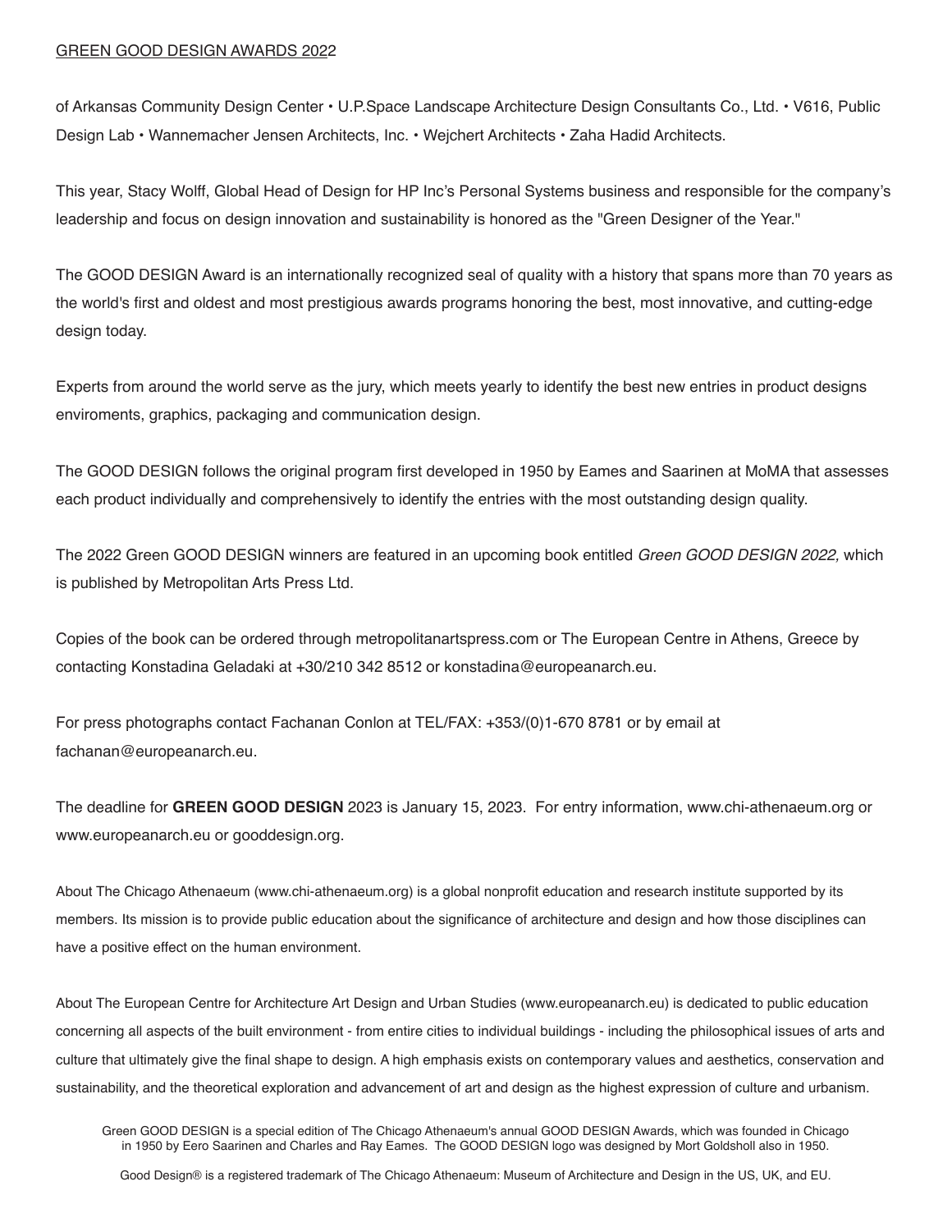of Arkansas Community Design Center • U.P.Space Landscape Architecture Design Consultants Co., Ltd. • V616, Public Design Lab • Wannemacher Jensen Architects, Inc. • Wejchert Architects • Zaha Hadid Architects.

This year, Stacy Wolff, Global Head of Design for HP Inc's Personal Systems business and responsible for the company's leadership and focus on design innovation and sustainability is honored as the "Green Designer of the Year."

The GOOD DESIGN Award is an internationally recognized seal of quality with a history that spans more than 70 years as the world's first and oldest and most prestigious awards programs honoring the best, most innovative, and cutting-edge design today.

Experts from around the world serve as the jury, which meets yearly to identify the best new entries in product designs enviroments, graphics, packaging and communication design.

The GOOD DESIGN follows the original program first developed in 1950 by Eames and Saarinen at MoMA that assesses each product individually and comprehensively to identify the entries with the most outstanding design quality.

The 2022 Green GOOD DESIGN winners are featured in an upcoming book entitled *Green GOOD DESIGN 2022,* which is published by Metropolitan Arts Press Ltd.

Copies of the book can be ordered through metropolitanartspress.com or The European Centre in Athens, Greece by contacting Konstadina Geladaki at +30/210 342 8512 or konstadina@europeanarch.eu.

For press photographs contact Fachanan Conlon at TEL/FAX: +353/(0)1-670 8781 or by email at fachanan@europeanarch.eu.

The deadline for **GREEN GOOD DESIGN** 2023 is January 15, 2023. For entry information, www.chi-athenaeum.org or www.europeanarch.eu or gooddesign.org.

About The Chicago Athenaeum (www.chi-athenaeum.org) is a global nonprofit education and research institute supported by its members. Its mission is to provide public education about the significance of architecture and design and how those disciplines can have a positive effect on the human environment.

About The European Centre for Architecture Art Design and Urban Studies (www.europeanarch.eu) is dedicated to public education concerning all aspects of the built environment - from entire cities to individual buildings - including the philosophical issues of arts and culture that ultimately give the final shape to design. A high emphasis exists on contemporary values and aesthetics, conservation and sustainability, and the theoretical exploration and advancement of art and design as the highest expression of culture and urbanism.

Green GOOD DESIGN is a special edition of The Chicago Athenaeum's annual GOOD DESIGN Awards, which was founded in Chicago in 1950 by Eero Saarinen and Charles and Ray Eames. The GOOD DESIGN logo was designed by Mort Goldsholl also in 1950.

Good Design® is a registered trademark of The Chicago Athenaeum: Museum of Architecture and Design in the US, UK, and EU.